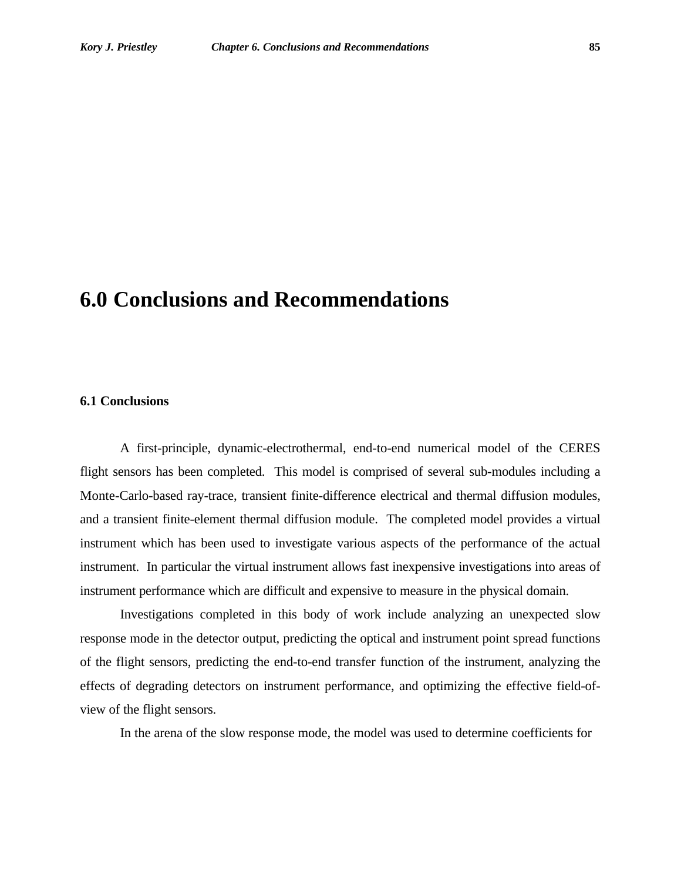# 6.0 Conclusions and Recommendations

## 6.1 Conclusions

A first-principle, dynamic-electrothermal, end-to-end numerical model of the CERES flight sensors has been completed. This model is comprised of several sub-modules including a Monte-Carlo-based ray-trace, transient finite-difference electrical and thermal diffusion modules, and a transient finite-element thermal diffusion module. The completed model provides a virtual instrument which has been used to investigate various aspects of the performance of the actual instrument. In particular the virtual instrument allows fast inexpensive investigations into areas of instrument performance which are difficult and expensive to measure in the physical domain.

Investigations completed in this body of work include analyzing an unexpected slow response mode in the detector output, predicting the optical and instrument point spread functions of the flight sensors, predicting the end-to-end transfer function of the instrument, analyzing the effects of degrading detectors on instrument performance, and optimizing the effective field-of-view of the flight sensors.

In the arena of the slow response mode, the model was used to determine coefficients for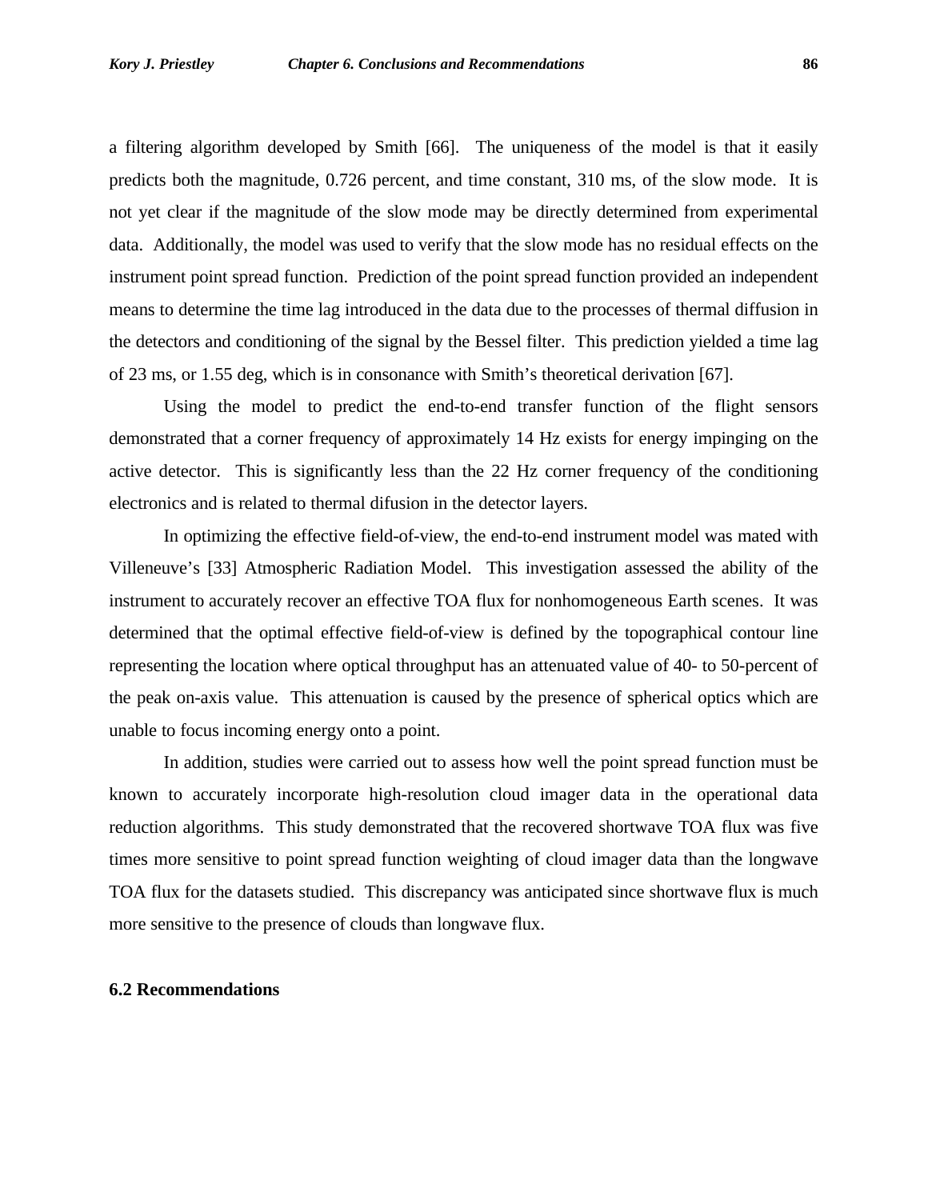a filtering algorithm developed by Smith [66]. The uniqueness of the model is that it easily predicts both the magnitude, 0.726 percent, and time constant, 310 ms, of the slow mode. It is not yet clear if the magnitude of the slow mode may be directly determined from experimental data. Additionally, the model was used to verify that the slow mode has no residual effects on the instrument point spread function. Prediction of the point spread function provided an independent means to determine the time lag introduced in the data due to the processes of thermal diffusion in the detectors and conditioning of the signal by the Bessel filter. This prediction yielded a time lag of 23 ms, or 1.55 deg, which is in consonance with Smith's theoretical derivation [67].

Using the model to predict the end-to-end transfer function of the flight sensors demonstrated that a corner frequency of approximately 14 Hz exists for energy impinging on the active detector. This is significantly less than the 22 Hz corner frequency of the conditioning electronics and is related to thermal difusion in the detector layers.

In optimizing the effective field-of-view, the end-to-end instrument model was mated with Villeneuve's [33] Atmospheric Radiation Model. This investigation assessed the ability of the instrument to accurately recover an effective TOA flux for nonhomogeneous Earth scenes. It was determined that the optimal effective field-of-view is defined by the topographical contour line representing the location where optical throughput has an attenuated value of 40- to 50-percent of the peak on-axis value. This attenuation is caused by the presence of spherical optics which are unable to focus incoming energy onto a point.

In addition, studies were carried out to assess how well the point spread function must be known to accurately incorporate high-resolution cloud imager data in the operational data reduction algorithms. This study demonstrated that the recovered shortwave TOA flux was five times more sensitive to point spread function weighting of cloud imager data than the longwave TOA flux for the datasets studied. This discrepancy was anticipated since shortwave flux is much more sensitive to the presence of clouds than longwave flux.

## 6.2 Recommendations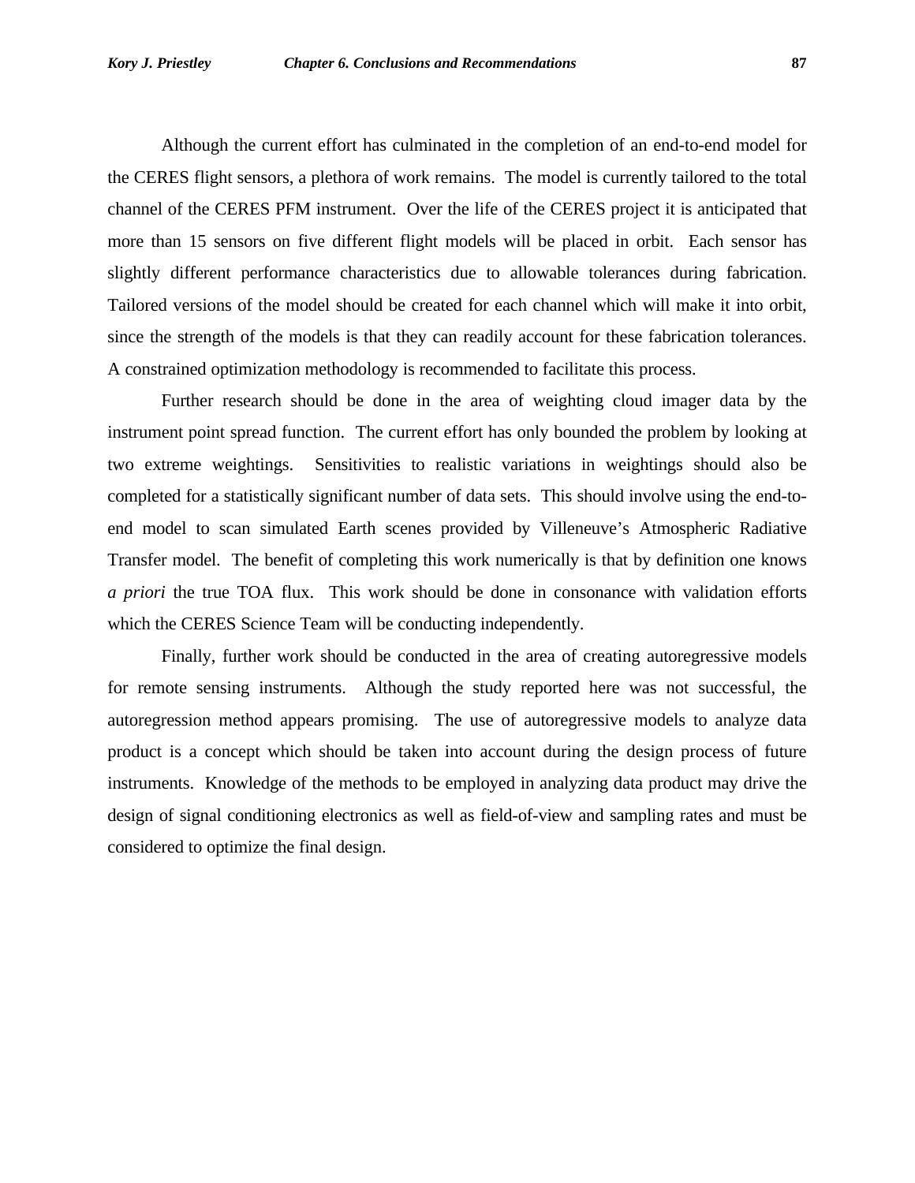Although the current effort has culminated in the completion of an end-to-end model for the CERES flight sensors, a plethora of work remains. The model is currently tailored to the total channel of the CERES PFM instrument. Over the life of the CERES project it is anticipated that more than 15 sensors on five different flight models will be placed in orbit. Each sensor has slightly different performance characteristics due to allowable tolerances during fabrication. Tailored versions of the model should be created for each channel which will make it into orbit, since the strength of the models is that they can readily account for these fabrication tolerances. A constrained optimization methodology is recommended to facilitate this process.

Further research should be done in the area of weighting cloud imager data by the instrument point spread function. The current effort has only bounded the problem by looking at two extreme weightings. Sensitivities to realistic variations in weightings should also be completed for a statistically significant number of data sets. This should involve using the end-to-end model to scan simulated Earth scenes provided by Villeneuve's Atmospheric Radiative Transfer model. The benefit of completing this work numerically is that by definition one knows *a priori* the true TOA flux. This work should be done in consonance with validation efforts which the CERES Science Team will be conducting independently.

Finally, further work should be conducted in the area of creating autoregressive models for remote sensing instruments. Although the study reported here was not successful, the autoregression method appears promising. The use of autoregressive models to analyze data product is a concept which should be taken into account during the design process of future instruments. Knowledge of the methods to be employed in analyzing data product may drive the design of signal conditioning electronics as well as field-of-view and sampling rates and must be considered to optimize the final design.